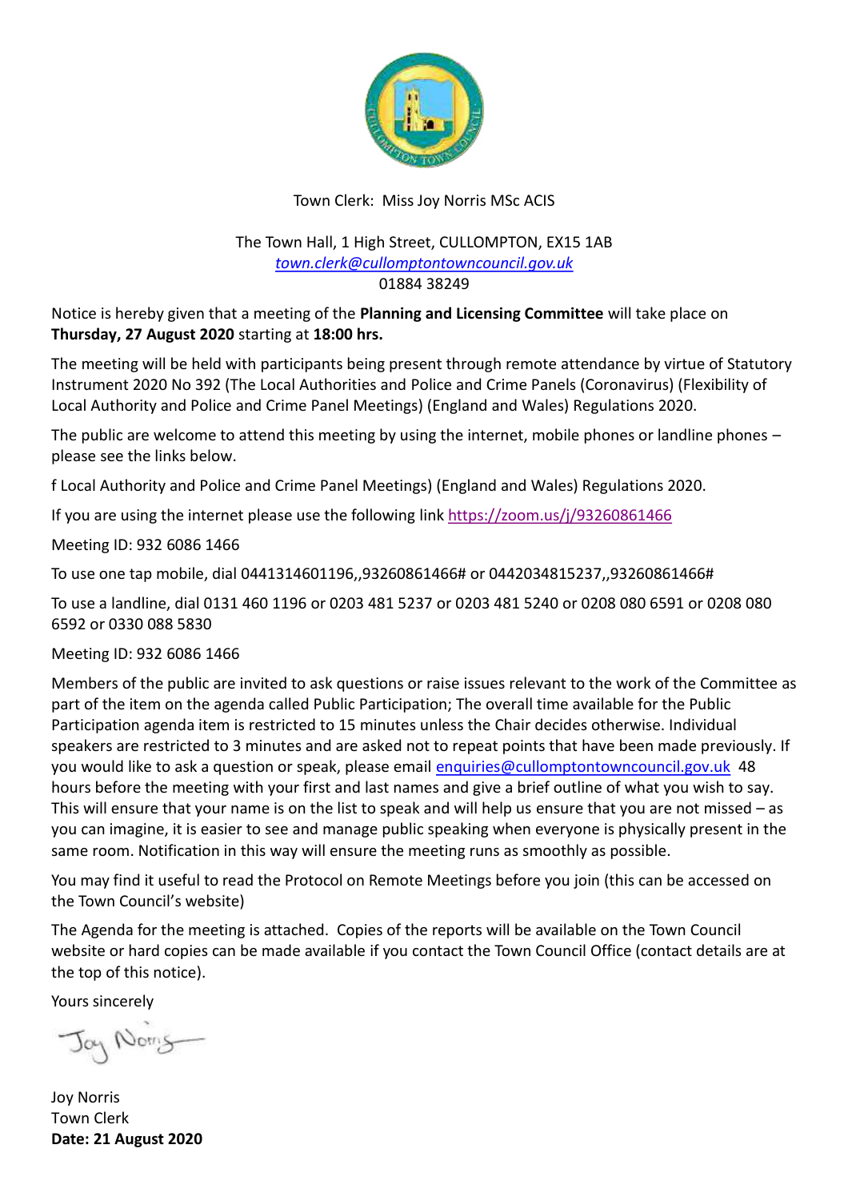Town Clerk: Miss Joy Norris MSc ACIS

The Town Hall, 1 High Street, CULLOMPTON, EX15 1AB
*town.clerk@cullomptontowncouncil.gov.uk*
01884 38249

Notice is hereby given that a meeting of the **Planning and Licensing Committee** will take place on **Thursday, 27 August 2020** starting at **18:00 hrs.**

The meeting will be held with participants being present through remote attendance by virtue of Statutory Instrument 2020 No 392 (The Local Authorities and Police and Crime Panels (Coronavirus) (Flexibility of Local Authority and Police and Crime Panel Meetings) (England and Wales) Regulations 2020.

The public are welcome to attend this meeting by using the internet, mobile phones or landline phones – please see the links below.

f Local Authority and Police and Crime Panel Meetings) (England and Wales) Regulations 2020.

If you are using the internet please use the following link https://zoom.us/j/93260861466

Meeting ID: 932 6086 1466

To use one tap mobile, dial 0441314601196,,93260861466# or 0442034815237,,93260861466#

To use a landline, dial 0131 460 1196 or 0203 481 5237 or 0203 481 5240 or 0208 080 6591 or 0208 080 6592 or 0330 088 5830

Meeting ID: 932 6086 1466

Members of the public are invited to ask questions or raise issues relevant to the work of the Committee as part of the item on the agenda called Public Participation; The overall time available for the Public Participation agenda item is restricted to 15 minutes unless the Chair decides otherwise. Individual speakers are restricted to 3 minutes and are asked not to repeat points that have been made previously. If you would like to ask a question or speak, please email enquiries@cullomptontowncouncil.gov.uk 48 hours before the meeting with your first and last names and give a brief outline of what you wish to say. This will ensure that your name is on the list to speak and will help us ensure that you are not missed – as you can imagine, it is easier to see and manage public speaking when everyone is physically present in the same room. Notification in this way will ensure the meeting runs as smoothly as possible.

You may find it useful to read the Protocol on Remote Meetings before you join (this can be accessed on the Town Council's website)

The Agenda for the meeting is attached. Copies of the reports will be available on the Town Council website or hard copies can be made available if you contact the Town Council Office (contact details are at the top of this notice).

Yours sincerely

Joy Norris

Joy Norris
Town Clerk
**Date: 21 August 2020**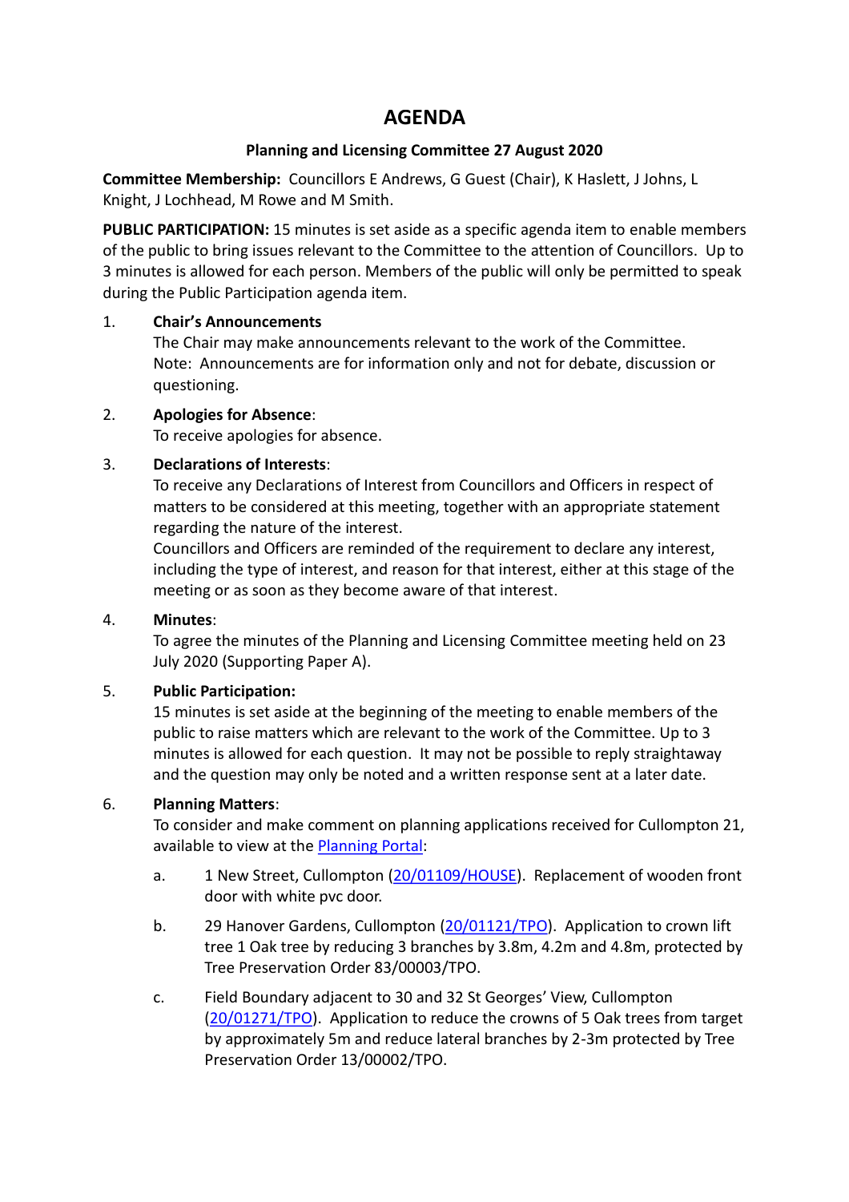# AGENDA

**Planning and Licensing Committee 27 August 2020**

**Committee Membership:** Councillors E Andrews, G Guest (Chair), K Haslett, J Johns, L Knight, J Lochhead, M Rowe and M Smith.

**PUBLIC PARTICIPATION:** 15 minutes is set aside as a specific agenda item to enable members of the public to bring issues relevant to the Committee to the attention of Councillors. Up to 3 minutes is allowed for each person. Members of the public will only be permitted to speak during the Public Participation agenda item.

1. **Chair's Announcements**
   The Chair may make announcements relevant to the work of the Committee.
   Note: Announcements are for information only and not for debate, discussion or questioning.

2. **Apologies for Absence**:
   To receive apologies for absence.

3. **Declarations of Interests**:
   To receive any Declarations of Interest from Councillors and Officers in respect of matters to be considered at this meeting, together with an appropriate statement regarding the nature of the interest.
   Councillors and Officers are reminded of the requirement to declare any interest, including the type of interest, and reason for that interest, either at this stage of the meeting or as soon as they become aware of that interest.

4. **Minutes**:
   To agree the minutes of the Planning and Licensing Committee meeting held on 23 July 2020 (Supporting Paper A).

5. **Public Participation:**
   15 minutes is set aside at the beginning of the meeting to enable members of the public to raise matters which are relevant to the work of the Committee. Up to 3 minutes is allowed for each question. It may not be possible to reply straightaway and the question may only be noted and a written response sent at a later date.

6. **Planning Matters**:
   To consider and make comment on planning applications received for Cullompton 21, available to view at the Planning Portal:

   a. 1 New Street, Cullompton (20/01109/HOUSE). Replacement of wooden front door with white pvc door.

   b. 29 Hanover Gardens, Cullompton (20/01121/TPO). Application to crown lift tree 1 Oak tree by reducing 3 branches by 3.8m, 4.2m and 4.8m, protected by Tree Preservation Order 83/00003/TPO.

   c. Field Boundary adjacent to 30 and 32 St Georges' View, Cullompton (20/01271/TPO). Application to reduce the crowns of 5 Oak trees from target by approximately 5m and reduce lateral branches by 2-3m protected by Tree Preservation Order 13/00002/TPO.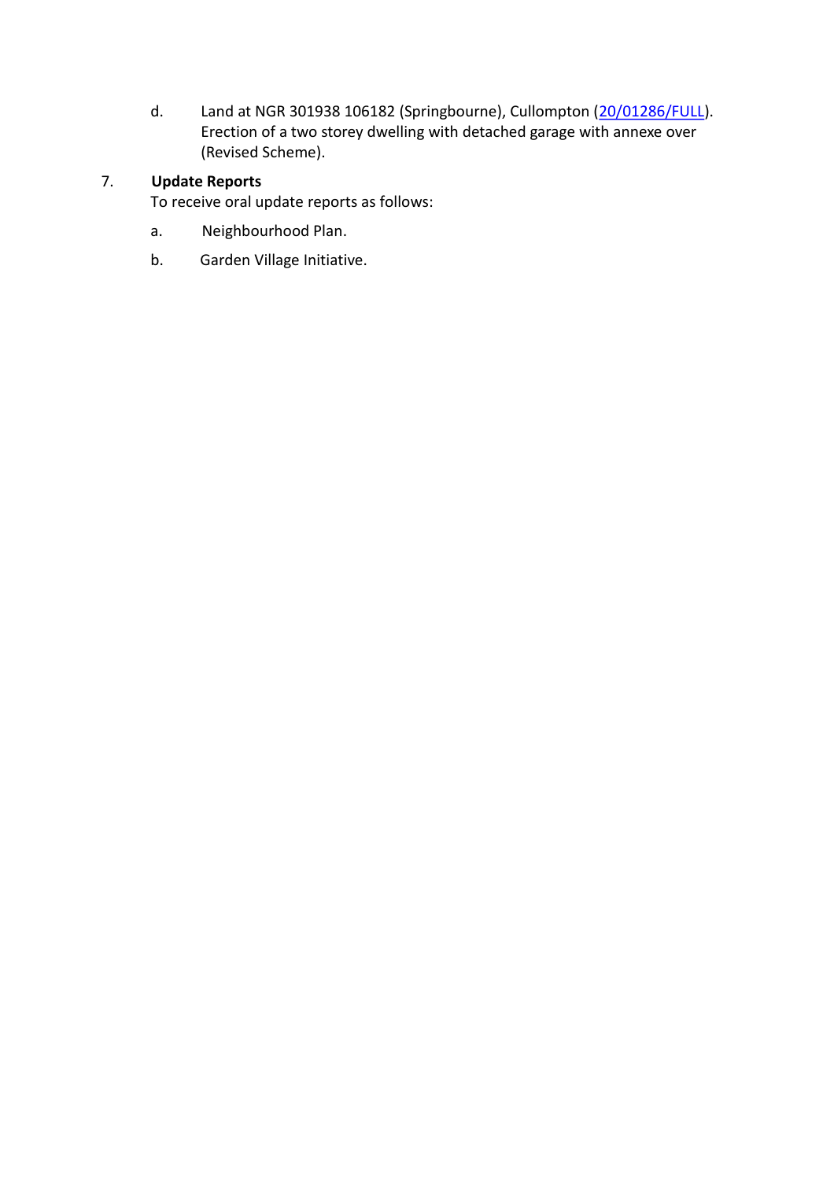d. Land at NGR 301938 106182 (Springbourne), Cullompton (20/01286/FULL). Erection of a two storey dwelling with detached garage with annexe over (Revised Scheme).

7. **Update Reports**

   To receive oral update reports as follows:

   a. Neighbourhood Plan.

   b. Garden Village Initiative.